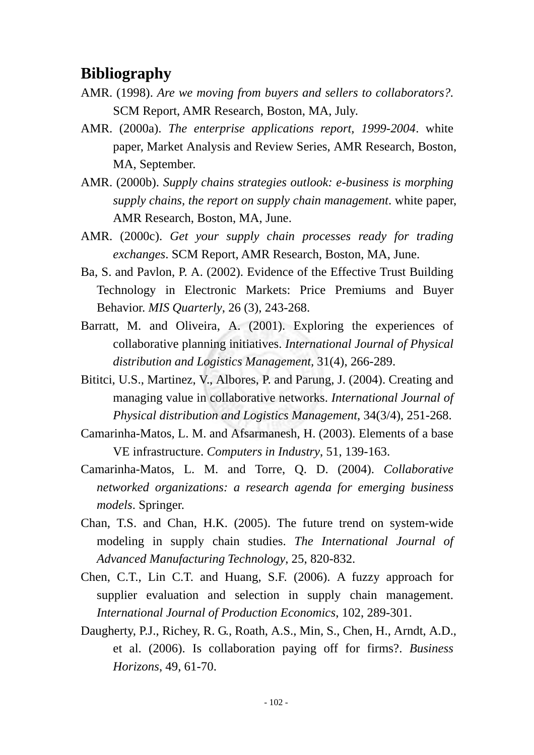## Bibliography

AMR. (1998). *Are we moving from buyers and sellers to collaborators?.* SCM Report, AMR Research, Boston, MA, July.

AMR. (2000a). *The enterprise applications report, 1999-2004*. white paper, Market Analysis and Review Series, AMR Research, Boston, MA, September.

AMR. (2000b). *Supply chains strategies outlook: e-business is morphing supply chains, the report on supply chain management*. white paper, AMR Research, Boston, MA, June.

AMR. (2000c). *Get your supply chain processes ready for trading exchanges*. SCM Report, AMR Research, Boston, MA, June.

Ba, S. and Pavlon, P. A. (2002). Evidence of the Effective Trust Building Technology in Electronic Markets: Price Premiums and Buyer Behavior. *MIS Quarterly*, 26 (3), 243-268.

Barratt, M. and Oliveira, A. (2001). Exploring the experiences of collaborative planning initiatives. *International Journal of Physical distribution and Logistics Management*, 31(4), 266-289.

Bititci, U.S., Martinez, V., Albores, P. and Parung, J. (2004). Creating and managing value in collaborative networks. *International Journal of Physical distribution and Logistics Management*, 34(3/4), 251-268.

Camarinha-Matos, L. M. and Afsarmanesh, H. (2003). Elements of a base VE infrastructure. *Computers in Industry*, 51, 139-163.

Camarinha-Matos, L. M. and Torre, Q. D. (2004). *Collaborative networked organizations: a research agenda for emerging business models*. Springer.

Chan, T.S. and Chan, H.K. (2005). The future trend on system-wide modeling in supply chain studies. *The International Journal of Advanced Manufacturing Technology*, 25, 820-832.

Chen, C.T., Lin C.T. and Huang, S.F. (2006). A fuzzy approach for supplier evaluation and selection in supply chain management. *International Journal of Production Economics*, 102, 289-301.

Daugherty, P.J., Richey, R. G., Roath, A.S., Min, S., Chen, H., Arndt, A.D., et al. (2006). Is collaboration paying off for firms?. *Business Horizons*, 49, 61-70.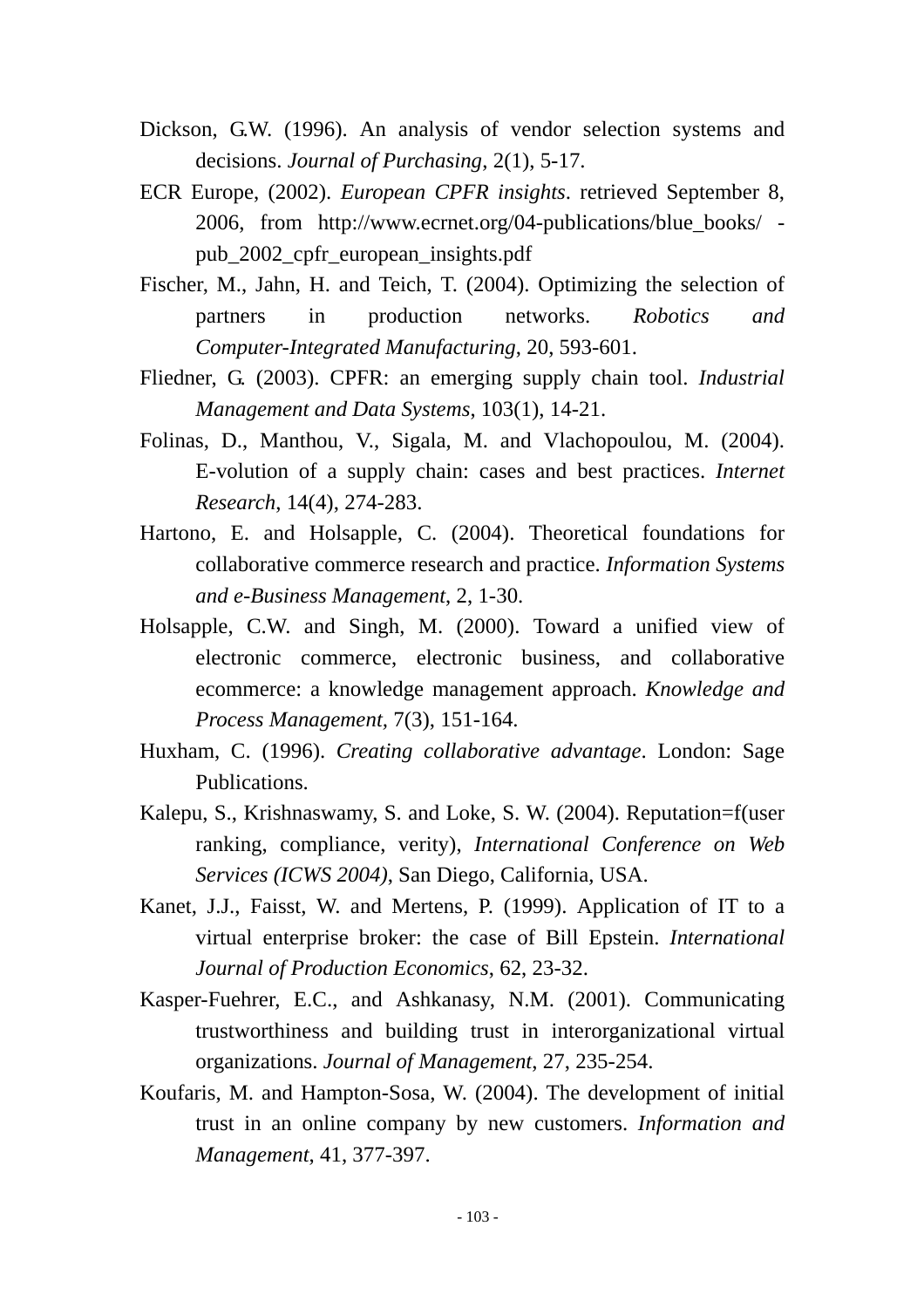Dickson, G.W. (1996). An analysis of vendor selection systems and decisions. *Journal of Purchasing*, 2(1), 5-17.

ECR Europe, (2002). *European CPFR insights*. retrieved September 8, 2006, from http://www.ecrnet.org/04-publications/blue_books/ -pub_2002_cpfr_european_insights.pdf

Fischer, M., Jahn, H. and Teich, T. (2004). Optimizing the selection of partners in production networks. *Robotics and Computer-Integrated Manufacturing*, 20, 593-601.

Fliedner, G. (2003). CPFR: an emerging supply chain tool. *Industrial Management and Data Systems*, 103(1), 14-21.

Folinas, D., Manthou, V., Sigala, M. and Vlachopoulou, M. (2004). E-volution of a supply chain: cases and best practices. *Internet Research*, 14(4), 274-283.

Hartono, E. and Holsapple, C. (2004). Theoretical foundations for collaborative commerce research and practice. *Information Systems and e-Business Management*, 2, 1-30.

Holsapple, C.W. and Singh, M. (2000). Toward a unified view of electronic commerce, electronic business, and collaborative ecommerce: a knowledge management approach. *Knowledge and Process Management*, 7(3), 151-164.

Huxham, C. (1996). *Creating collaborative advantage*. London: Sage Publications.

Kalepu, S., Krishnaswamy, S. and Loke, S. W. (2004). Reputation=f(user ranking, compliance, verity), *International Conference on Web Services (ICWS 2004)*, San Diego, California, USA.

Kanet, J.J., Faisst, W. and Mertens, P. (1999). Application of IT to a virtual enterprise broker: the case of Bill Epstein. *International Journal of Production Economics*, 62, 23-32.

Kasper-Fuehrer, E.C., and Ashkanasy, N.M. (2001). Communicating trustworthiness and building trust in interorganizational virtual organizations. *Journal of Management*, 27, 235-254.

Koufaris, M. and Hampton-Sosa, W. (2004). The development of initial trust in an online company by new customers. *Information and Management*, 41, 377-397.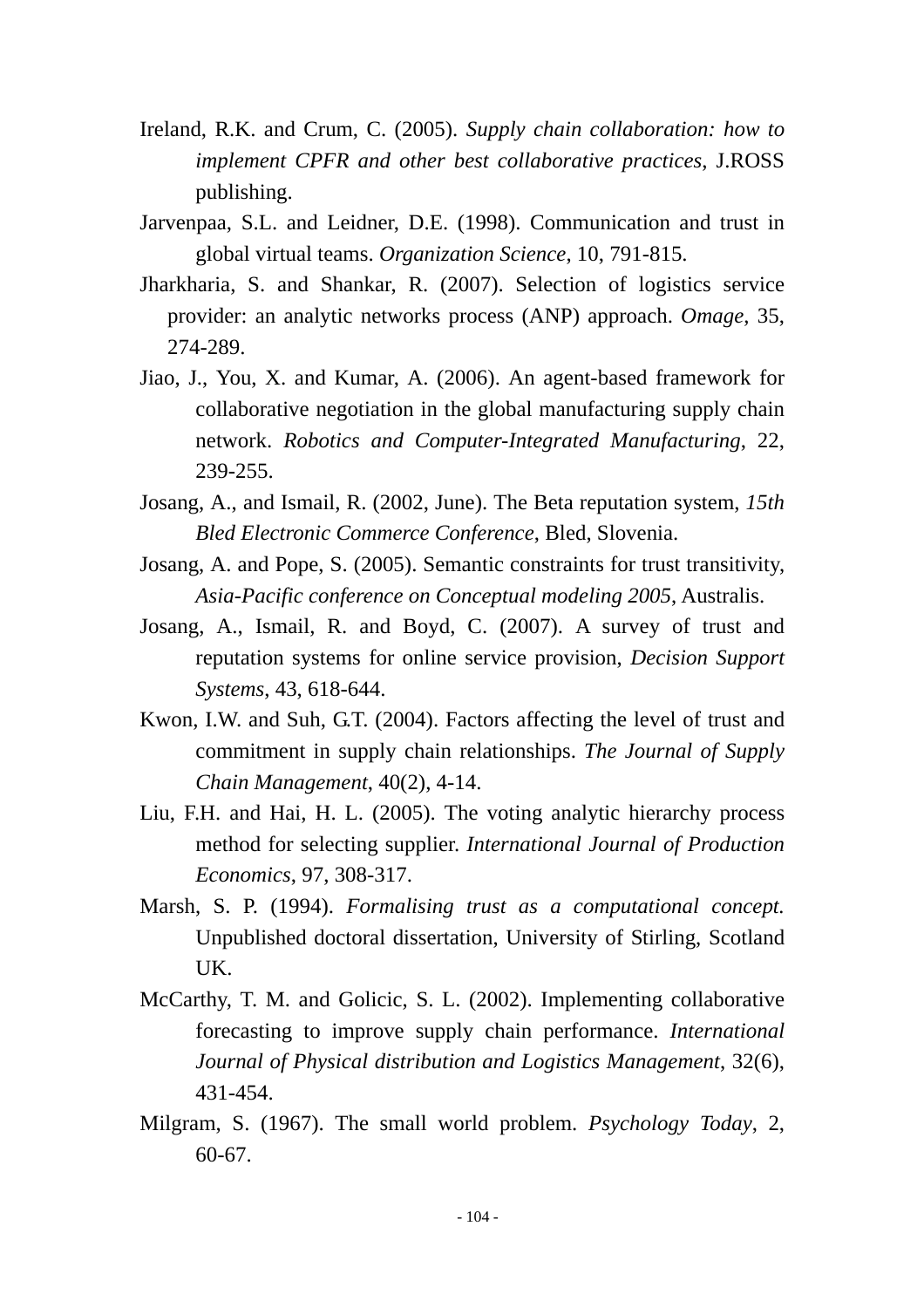Ireland, R.K. and Crum, C. (2005). *Supply chain collaboration: how to implement CPFR and other best collaborative practices*, J.ROSS publishing.

Jarvenpaa, S.L. and Leidner, D.E. (1998). Communication and trust in global virtual teams. *Organization Science*, 10, 791-815.

Jharkharia, S. and Shankar, R. (2007). Selection of logistics service provider: an analytic networks process (ANP) approach. *Omage*, 35, 274-289.

Jiao, J., You, X. and Kumar, A. (2006). An agent-based framework for collaborative negotiation in the global manufacturing supply chain network. *Robotics and Computer-Integrated Manufacturing*, 22, 239-255.

Josang, A., and Ismail, R. (2002, June). The Beta reputation system, *15th Bled Electronic Commerce Conference*, Bled, Slovenia.

Josang, A. and Pope, S. (2005). Semantic constraints for trust transitivity, *Asia-Pacific conference on Conceptual modeling 2005*, Australis.

Josang, A., Ismail, R. and Boyd, C. (2007). A survey of trust and reputation systems for online service provision, *Decision Support Systems*, 43, 618-644.

Kwon, I.W. and Suh, G.T. (2004). Factors affecting the level of trust and commitment in supply chain relationships. *The Journal of Supply Chain Management*, 40(2), 4-14.

Liu, F.H. and Hai, H. L. (2005). The voting analytic hierarchy process method for selecting supplier. *International Journal of Production Economics*, 97, 308-317.

Marsh, S. P. (1994). *Formalising trust as a computational concept.* Unpublished doctoral dissertation, University of Stirling, Scotland UK.

McCarthy, T. M. and Golicic, S. L. (2002). Implementing collaborative forecasting to improve supply chain performance. *International Journal of Physical distribution and Logistics Management*, 32(6), 431-454.

Milgram, S. (1967). The small world problem. *Psychology Today*, 2, 60-67.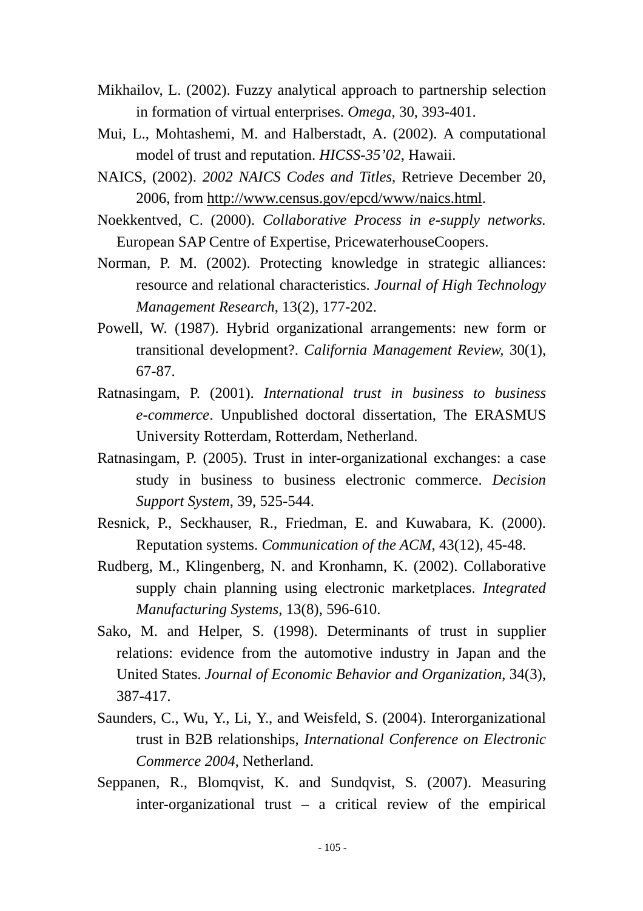Mikhailov, L. (2002). Fuzzy analytical approach to partnership selection in formation of virtual enterprises. *Omega*, 30, 393-401.

Mui, L., Mohtashemi, M. and Halberstadt, A. (2002). A computational model of trust and reputation. *HICSS-35'02*, Hawaii.

NAICS, (2002). *2002 NAICS Codes and Titles*, Retrieve December 20, 2006, from http://www.census.gov/epcd/www/naics.html.

Noekkentved, C. (2000). *Collaborative Process in e-supply networks.* European SAP Centre of Expertise, PricewaterhouseCoopers.

Norman, P. M. (2002). Protecting knowledge in strategic alliances: resource and relational characteristics. *Journal of High Technology Management Research*, 13(2), 177-202.

Powell, W. (1987). Hybrid organizational arrangements: new form or transitional development?. *California Management Review,* 30(1), 67-87.

Ratnasingam, P. (2001). *International trust in business to business e-commerce*. Unpublished doctoral dissertation, The ERASMUS University Rotterdam, Rotterdam, Netherland.

Ratnasingam, P. (2005). Trust in inter-organizational exchanges: a case study in business to business electronic commerce. *Decision Support System*, 39, 525-544.

Resnick, P., Seckhauser, R., Friedman, E. and Kuwabara, K. (2000). Reputation systems. *Communication of the ACM*, 43(12), 45-48.

Rudberg, M., Klingenberg, N. and Kronhamn, K. (2002). Collaborative supply chain planning using electronic marketplaces. *Integrated Manufacturing Systems*, 13(8), 596-610.

Sako, M. and Helper, S. (1998). Determinants of trust in supplier relations: evidence from the automotive industry in Japan and the United States. *Journal of Economic Behavior and Organization*, 34(3), 387-417.

Saunders, C., Wu, Y., Li, Y., and Weisfeld, S. (2004). Interorganizational trust in B2B relationships, *International Conference on Electronic Commerce 2004*, Netherland.

Seppanen, R., Blomqvist, K. and Sundqvist, S. (2007). Measuring inter-organizational trust – a critical review of the empirical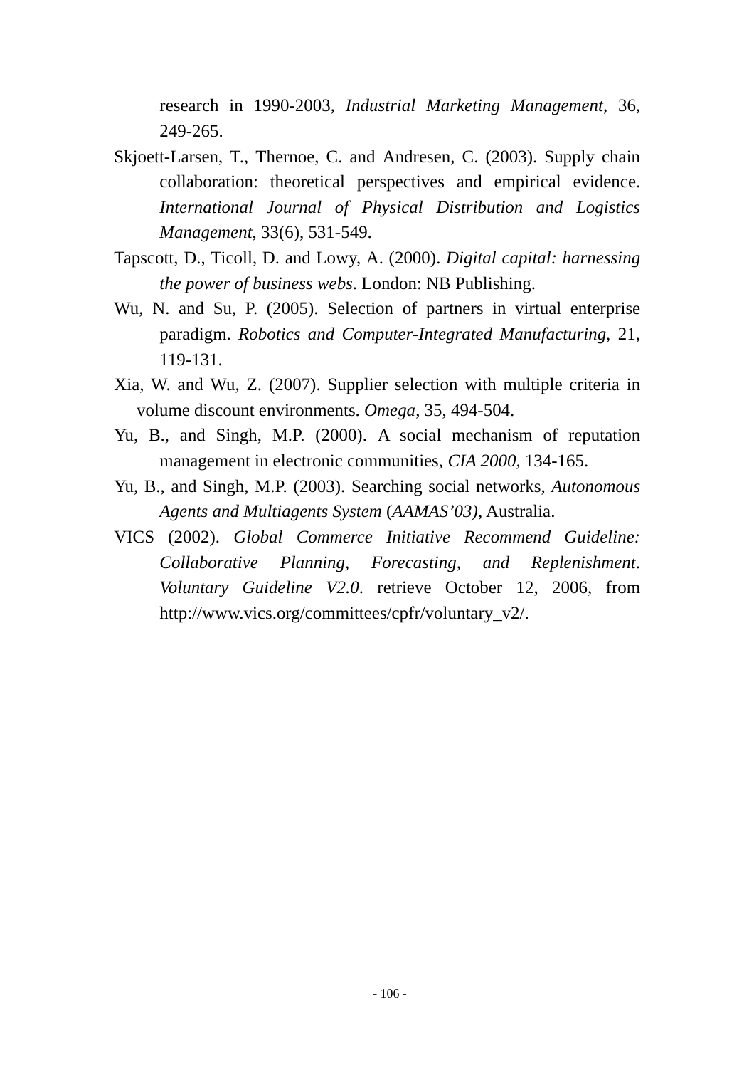research in 1990-2003, *Industrial Marketing Management*, 36, 249-265.

Skjoett-Larsen, T., Thernoe, C. and Andresen, C. (2003). Supply chain collaboration: theoretical perspectives and empirical evidence. *International Journal of Physical Distribution and Logistics Management*, 33(6), 531-549.

Tapscott, D., Ticoll, D. and Lowy, A. (2000). *Digital capital: harnessing the power of business webs*. London: NB Publishing.

Wu, N. and Su, P. (2005). Selection of partners in virtual enterprise paradigm. *Robotics and Computer-Integrated Manufacturing*, 21, 119-131.

Xia, W. and Wu, Z. (2007). Supplier selection with multiple criteria in volume discount environments. *Omega*, 35, 494-504.

Yu, B., and Singh, M.P. (2000). A social mechanism of reputation management in electronic communities, *CIA 2000*, 134-165.

Yu, B., and Singh, M.P. (2003). Searching social networks, *Autonomous Agents and Multiagents System* (*AAMAS'03)*, Australia.

VICS (2002). *Global Commerce Initiative Recommend Guideline: Collaborative Planning, Forecasting, and Replenishment*. *Voluntary Guideline V2.0*. retrieve October 12, 2006, from http://www.vics.org/committees/cpfr/voluntary_v2/.